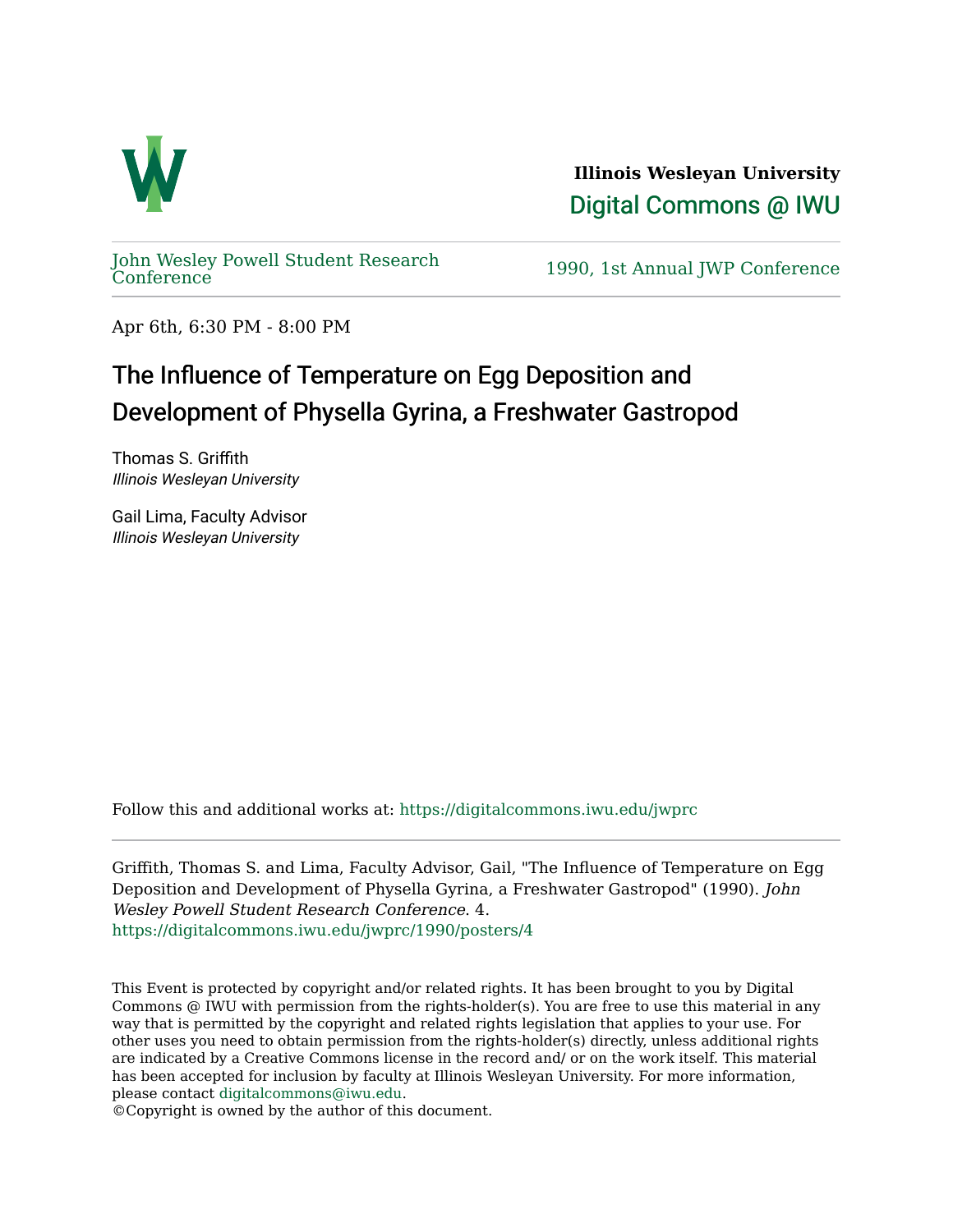**Illinois Wesleyan University**

Digital Commons @ IWU

John Wesley Powell Student Research Conference

1990, 1st Annual JWP Conference

Apr 6th, 6:30 PM - 8:00 PM

# The Influence of Temperature on Egg Deposition and Development of Physella Gyrina, a Freshwater Gastropod

Thomas S. Griffith
*Illinois Wesleyan University*

Gail Lima, Faculty Advisor
*Illinois Wesleyan University*

Follow this and additional works at: https://digitalcommons.iwu.edu/jwprc

Griffith, Thomas S. and Lima, Faculty Advisor, Gail, "The Influence of Temperature on Egg Deposition and Development of Physella Gyrina, a Freshwater Gastropod" (1990). *John Wesley Powell Student Research Conference*. 4.
https://digitalcommons.iwu.edu/jwprc/1990/posters/4

This Event is protected by copyright and/or related rights. It has been brought to you by Digital Commons @ IWU with permission from the rights-holder(s). You are free to use this material in any way that is permitted by the copyright and related rights legislation that applies to your use. For other uses you need to obtain permission from the rights-holder(s) directly, unless additional rights are indicated by a Creative Commons license in the record and/ or on the work itself. This material has been accepted for inclusion by faculty at Illinois Wesleyan University. For more information, please contact digitalcommons@iwu.edu.
©Copyright is owned by the author of this document.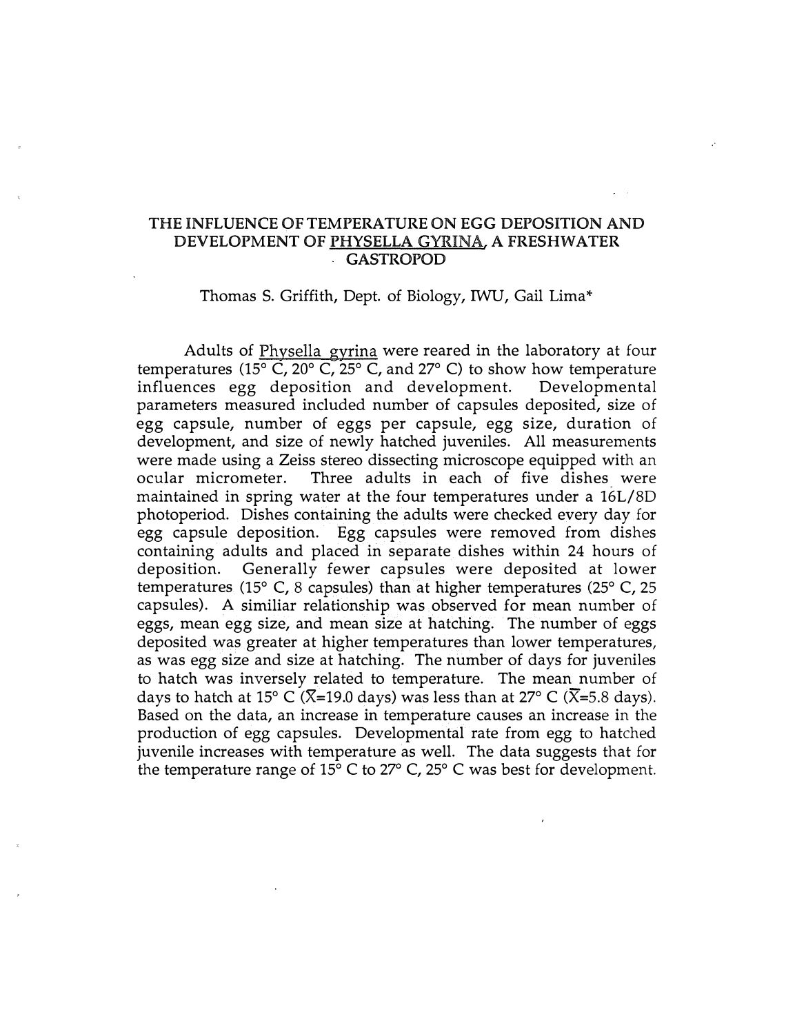# THE INFLUENCE OF TEMPERATURE ON EGG DEPOSITION AND DEVELOPMENT OF PHYSELLA GYRINA, A FRESHWATER GASTROPOD

Thomas S. Griffith, Dept. of Biology, IWU, Gail Lima*

Adults of Physella gyrina were reared in the laboratory at four temperatures (15° C, 20° C, 25° C, and 27° C) to show how temperature influences egg deposition and development. Developmental parameters measured included number of capsules deposited, size of egg capsule, number of eggs per capsule, egg size, duration of development, and size of newly hatched juveniles. All measurements were made using a Zeiss stereo dissecting microscope equipped with an ocular micrometer. Three adults in each of five dishes were maintained in spring water at the four temperatures under a 16L/8D photoperiod. Dishes containing the adults were checked every day for egg capsule deposition. Egg capsules were removed from dishes containing adults and placed in separate dishes within 24 hours of deposition. Generally fewer capsules were deposited at lower temperatures (15° C, 8 capsules) than at higher temperatures (25° C, 25 capsules). A similiar relationship was observed for mean number of eggs, mean egg size, and mean size at hatching. The number of eggs deposited was greater at higher temperatures than lower temperatures, as was egg size and size at hatching. The number of days for juveniles to hatch was inversely related to temperature. The mean number of days to hatch at 15° C ($\overline{X}$=19.0 days) was less than at 27° C ($\overline{X}$=5.8 days). Based on the data, an increase in temperature causes an increase in the production of egg capsules. Developmental rate from egg to hatched juvenile increases with temperature as well. The data suggests that for the temperature range of 15° C to 27° C, 25° C was best for development.